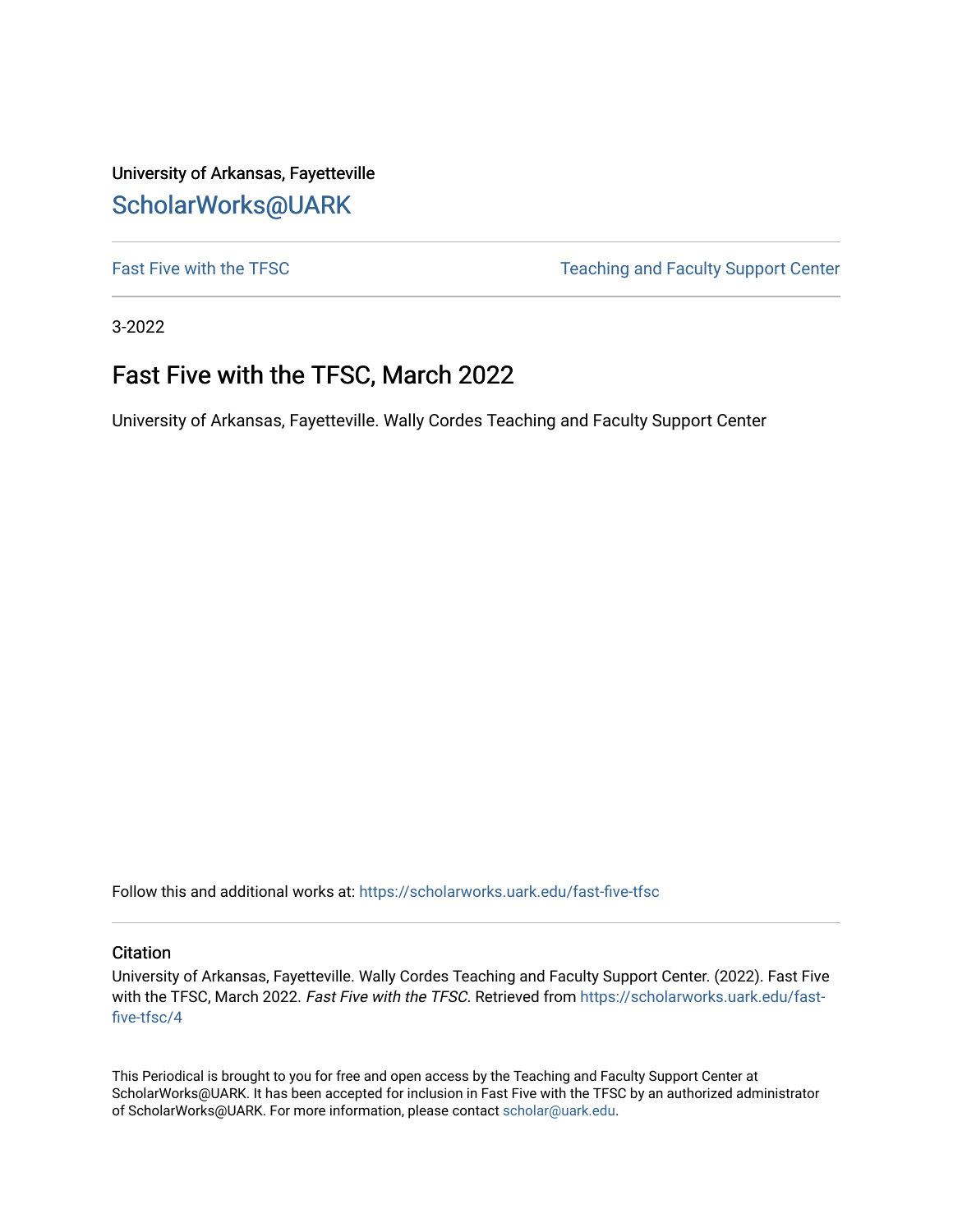University of Arkansas, Fayetteville

ScholarWorks@UARK

Fast Five with the TFSC | Teaching and Faculty Support Center

3-2022

# Fast Five with the TFSC, March 2022

University of Arkansas, Fayetteville. Wally Cordes Teaching and Faculty Support Center

Follow this and additional works at: https://scholarworks.uark.edu/fast-five-tfsc

## Citation

University of Arkansas, Fayetteville. Wally Cordes Teaching and Faculty Support Center. (2022). Fast Five with the TFSC, March 2022. *Fast Five with the TFSC*. Retrieved from https://scholarworks.uark.edu/fast-five-tfsc/4

This Periodical is brought to you for free and open access by the Teaching and Faculty Support Center at ScholarWorks@UARK. It has been accepted for inclusion in Fast Five with the TFSC by an authorized administrator of ScholarWorks@UARK. For more information, please contact scholar@uark.edu.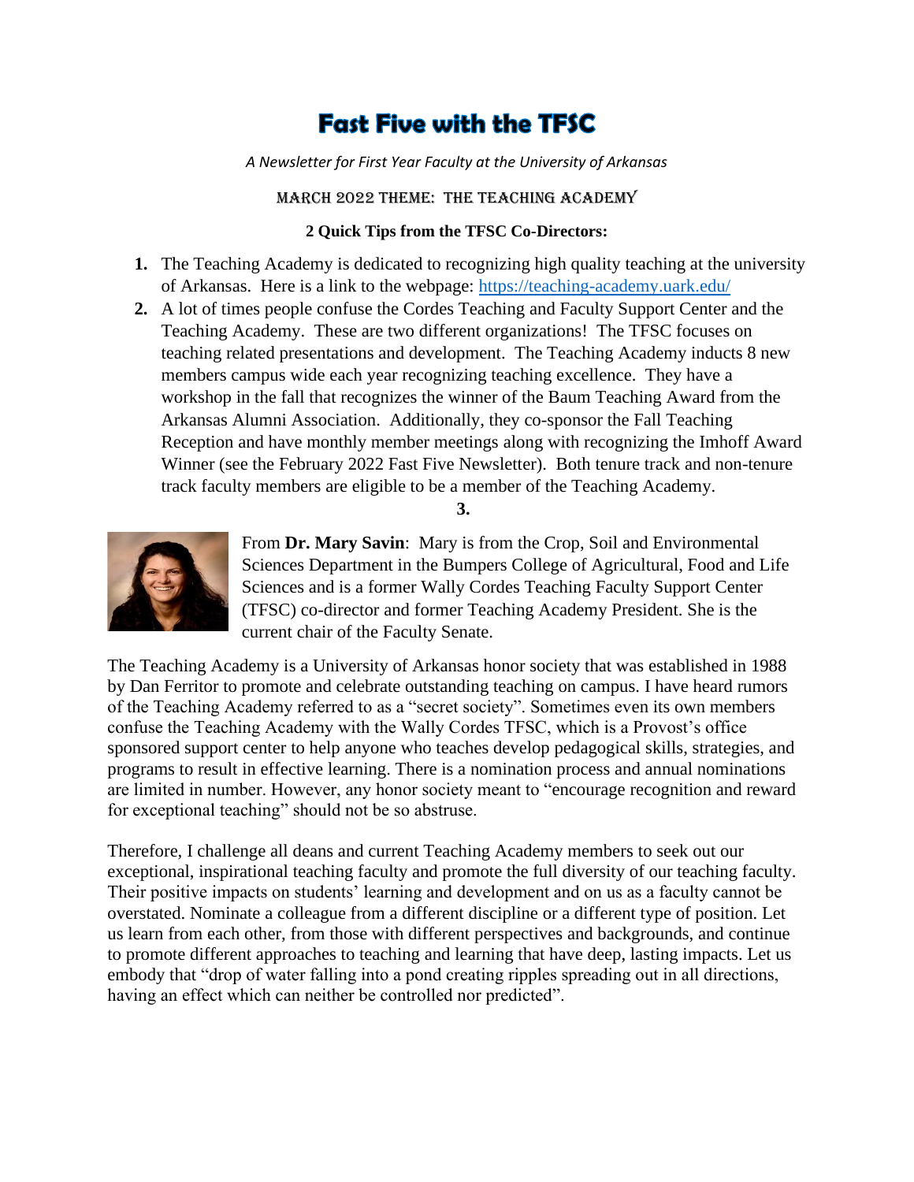# Fast Five with the TFSC

*A Newsletter for First Year Faculty at the University of Arkansas*

MARCH 2022 THEME: THE TEACHING ACADEMY

**2 Quick Tips from the TFSC Co-Directors:**

1. The Teaching Academy is dedicated to recognizing high quality teaching at the university of Arkansas. Here is a link to the webpage: https://teaching-academy.uark.edu/
2. A lot of times people confuse the Cordes Teaching and Faculty Support Center and the Teaching Academy. These are two different organizations! The TFSC focuses on teaching related presentations and development. The Teaching Academy inducts 8 new members campus wide each year recognizing teaching excellence. They have a workshop in the fall that recognizes the winner of the Baum Teaching Award from the Arkansas Alumni Association. Additionally, they co-sponsor the Fall Teaching Reception and have monthly member meetings along with recognizing the Imhoff Award Winner (see the February 2022 Fast Five Newsletter). Both tenure track and non-tenure track faculty members are eligible to be a member of the Teaching Academy.

**3.**

From **Dr. Mary Savin**: Mary is from the Crop, Soil and Environmental Sciences Department in the Bumpers College of Agricultural, Food and Life Sciences and is a former Wally Cordes Teaching Faculty Support Center (TFSC) co-director and former Teaching Academy President. She is the current chair of the Faculty Senate.

The Teaching Academy is a University of Arkansas honor society that was established in 1988 by Dan Ferritor to promote and celebrate outstanding teaching on campus. I have heard rumors of the Teaching Academy referred to as a "secret society". Sometimes even its own members confuse the Teaching Academy with the Wally Cordes TFSC, which is a Provost's office sponsored support center to help anyone who teaches develop pedagogical skills, strategies, and programs to result in effective learning. There is a nomination process and annual nominations are limited in number. However, any honor society meant to "encourage recognition and reward for exceptional teaching" should not be so abstruse.

Therefore, I challenge all deans and current Teaching Academy members to seek out our exceptional, inspirational teaching faculty and promote the full diversity of our teaching faculty. Their positive impacts on students' learning and development and on us as a faculty cannot be overstated. Nominate a colleague from a different discipline or a different type of position. Let us learn from each other, from those with different perspectives and backgrounds, and continue to promote different approaches to teaching and learning that have deep, lasting impacts. Let us embody that "drop of water falling into a pond creating ripples spreading out in all directions, having an effect which can neither be controlled nor predicted".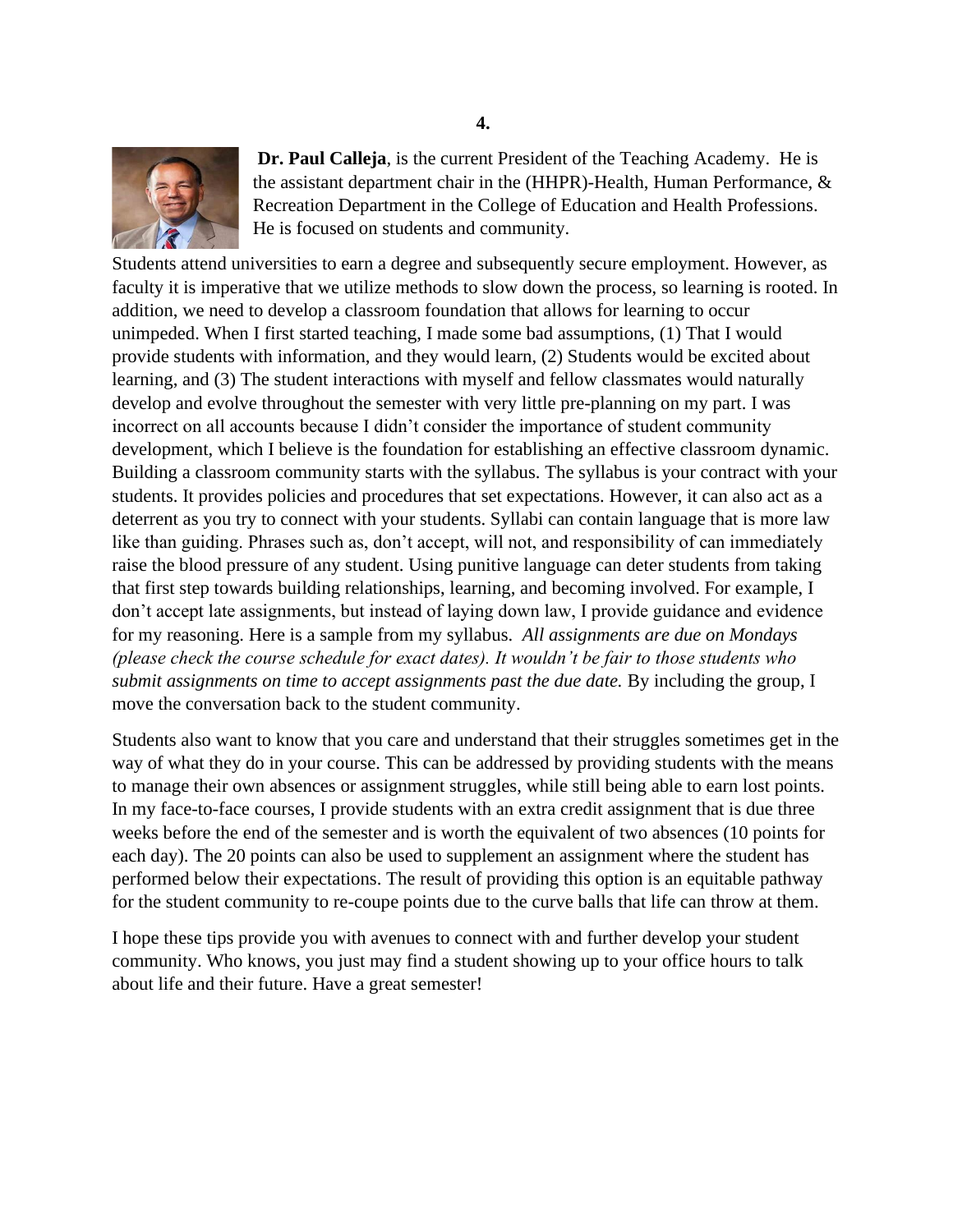**4.**

**Dr. Paul Calleja**, is the current President of the Teaching Academy. He is the assistant department chair in the (HHPR)-Health, Human Performance, & Recreation Department in the College of Education and Health Professions. He is focused on students and community.

Students attend universities to earn a degree and subsequently secure employment. However, as faculty it is imperative that we utilize methods to slow down the process, so learning is rooted. In addition, we need to develop a classroom foundation that allows for learning to occur unimpeded. When I first started teaching, I made some bad assumptions, (1) That I would provide students with information, and they would learn, (2) Students would be excited about learning, and (3) The student interactions with myself and fellow classmates would naturally develop and evolve throughout the semester with very little pre-planning on my part. I was incorrect on all accounts because I didn't consider the importance of student community development, which I believe is the foundation for establishing an effective classroom dynamic. Building a classroom community starts with the syllabus. The syllabus is your contract with your students. It provides policies and procedures that set expectations. However, it can also act as a deterrent as you try to connect with your students. Syllabi can contain language that is more law like than guiding. Phrases such as, don't accept, will not, and responsibility of can immediately raise the blood pressure of any student. Using punitive language can deter students from taking that first step towards building relationships, learning, and becoming involved. For example, I don't accept late assignments, but instead of laying down law, I provide guidance and evidence for my reasoning. Here is a sample from my syllabus. *All assignments are due on Mondays (please check the course schedule for exact dates). It wouldn't be fair to those students who submit assignments on time to accept assignments past the due date.* By including the group, I move the conversation back to the student community.

Students also want to know that you care and understand that their struggles sometimes get in the way of what they do in your course. This can be addressed by providing students with the means to manage their own absences or assignment struggles, while still being able to earn lost points. In my face-to-face courses, I provide students with an extra credit assignment that is due three weeks before the end of the semester and is worth the equivalent of two absences (10 points for each day). The 20 points can also be used to supplement an assignment where the student has performed below their expectations. The result of providing this option is an equitable pathway for the student community to re-coupe points due to the curve balls that life can throw at them.

I hope these tips provide you with avenues to connect with and further develop your student community. Who knows, you just may find a student showing up to your office hours to talk about life and their future. Have a great semester!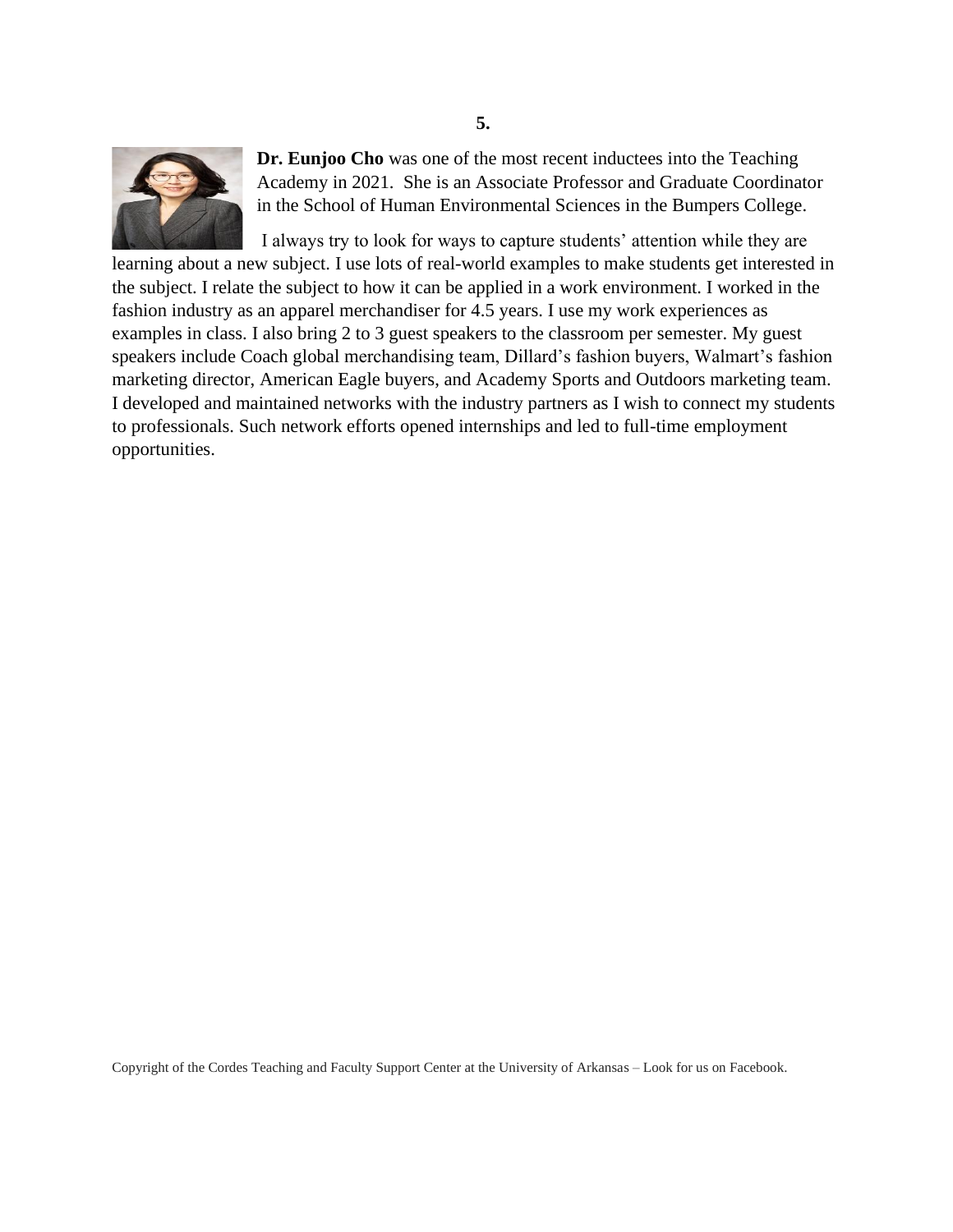**5.**

**Dr. Eunjoo Cho** was one of the most recent inductees into the Teaching Academy in 2021. She is an Associate Professor and Graduate Coordinator in the School of Human Environmental Sciences in the Bumpers College.

I always try to look for ways to capture students' attention while they are learning about a new subject. I use lots of real-world examples to make students get interested in the subject. I relate the subject to how it can be applied in a work environment. I worked in the fashion industry as an apparel merchandiser for 4.5 years. I use my work experiences as examples in class. I also bring 2 to 3 guest speakers to the classroom per semester. My guest speakers include Coach global merchandising team, Dillard's fashion buyers, Walmart's fashion marketing director, American Eagle buyers, and Academy Sports and Outdoors marketing team. I developed and maintained networks with the industry partners as I wish to connect my students to professionals. Such network efforts opened internships and led to full-time employment opportunities.